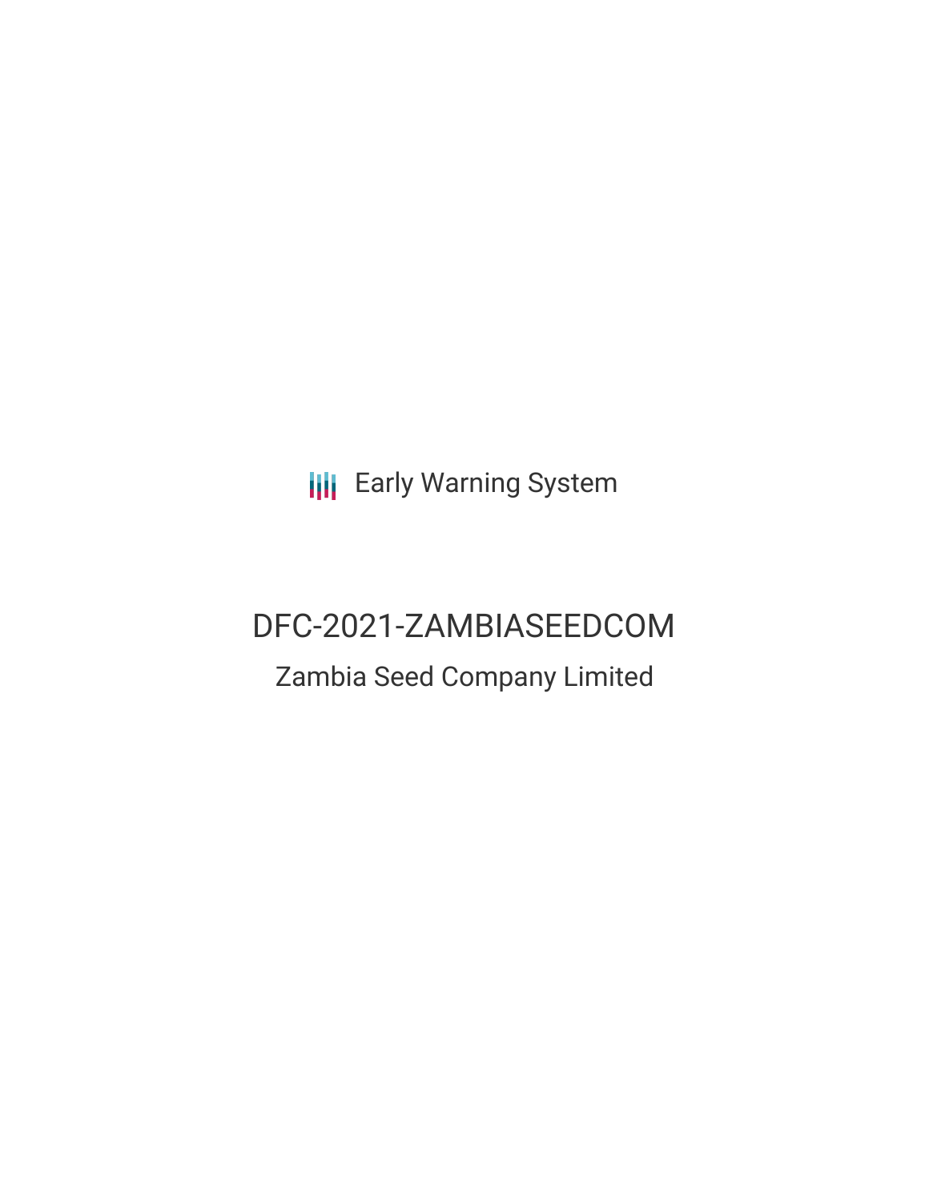Early Warning System

# DFC-2021-ZAMBIASEEDCOM

## Zambia Seed Company Limited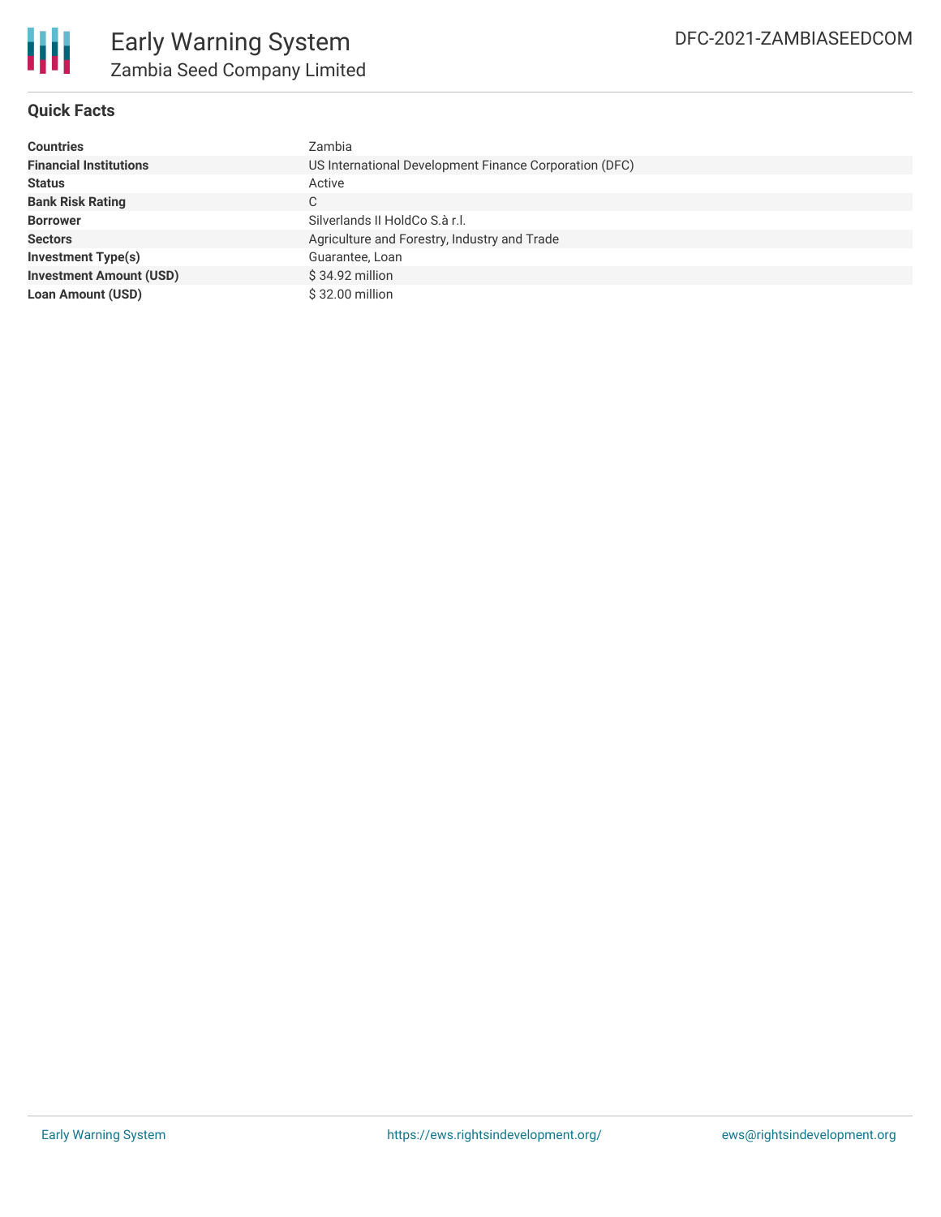# Early Warning System

## Zambia Seed Company Limited

DFC-2021-ZAMBIASEEDCOM

### Quick Facts

| | |
|---|---|
| **Countries** | Zambia |
| **Financial Institutions** | US International Development Finance Corporation (DFC) |
| **Status** | Active |
| **Bank Risk Rating** | C |
| **Borrower** | Silverlands II HoldCo S.à r.l. |
| **Sectors** | Agriculture and Forestry, Industry and Trade |
| **Investment Type(s)** | Guarantee, Loan |
| **Investment Amount (USD)** | $ 34.92 million |
| **Loan Amount (USD)** | $ 32.00 million |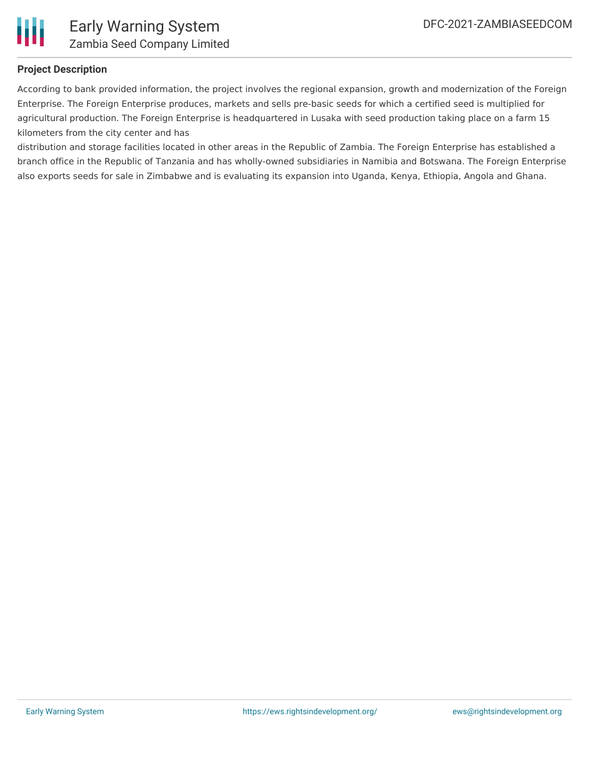## Project Description

According to bank provided information, the project involves the regional expansion, growth and modernization of the Foreign Enterprise. The Foreign Enterprise produces, markets and sells pre-basic seeds for which a certified seed is multiplied for agricultural production. The Foreign Enterprise is headquartered in Lusaka with seed production taking place on a farm 15 kilometers from the city center and has distribution and storage facilities located in other areas in the Republic of Zambia. The Foreign Enterprise has established a branch office in the Republic of Tanzania and has wholly-owned subsidiaries in Namibia and Botswana. The Foreign Enterprise also exports seeds for sale in Zimbabwe and is evaluating its expansion into Uganda, Kenya, Ethiopia, Angola and Ghana.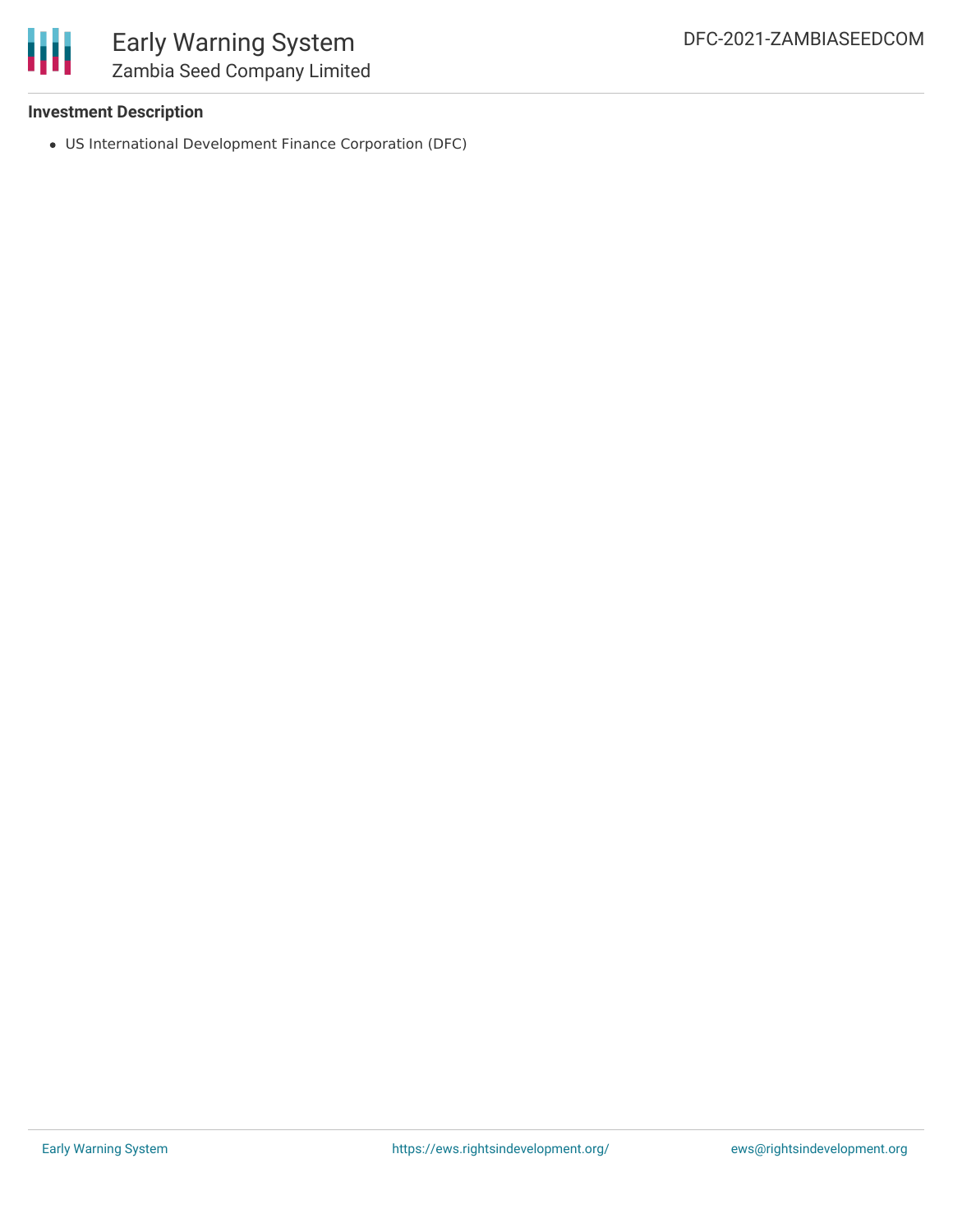**Investment Description**

- US International Development Finance Corporation (DFC)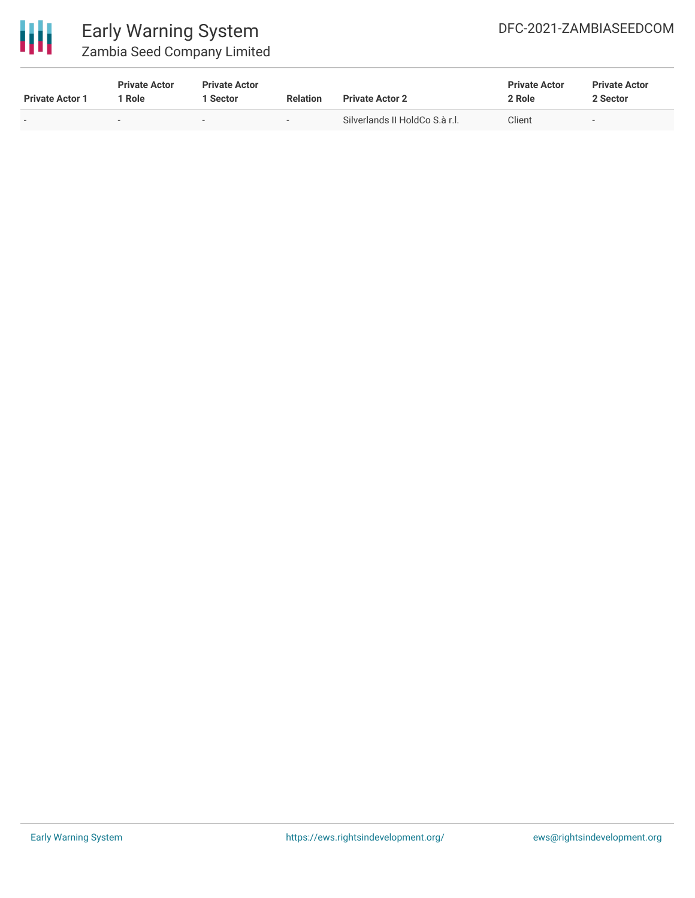| Private Actor 1 | Private Actor 1 Role | Private Actor 1 Sector | Relation | Private Actor 2 | Private Actor 2 Role | Private Actor 2 Sector |
|---|---|---|---|---|---|---|
| - | - | - | - | Silverlands II HoldCo S.à r.l. | Client | - |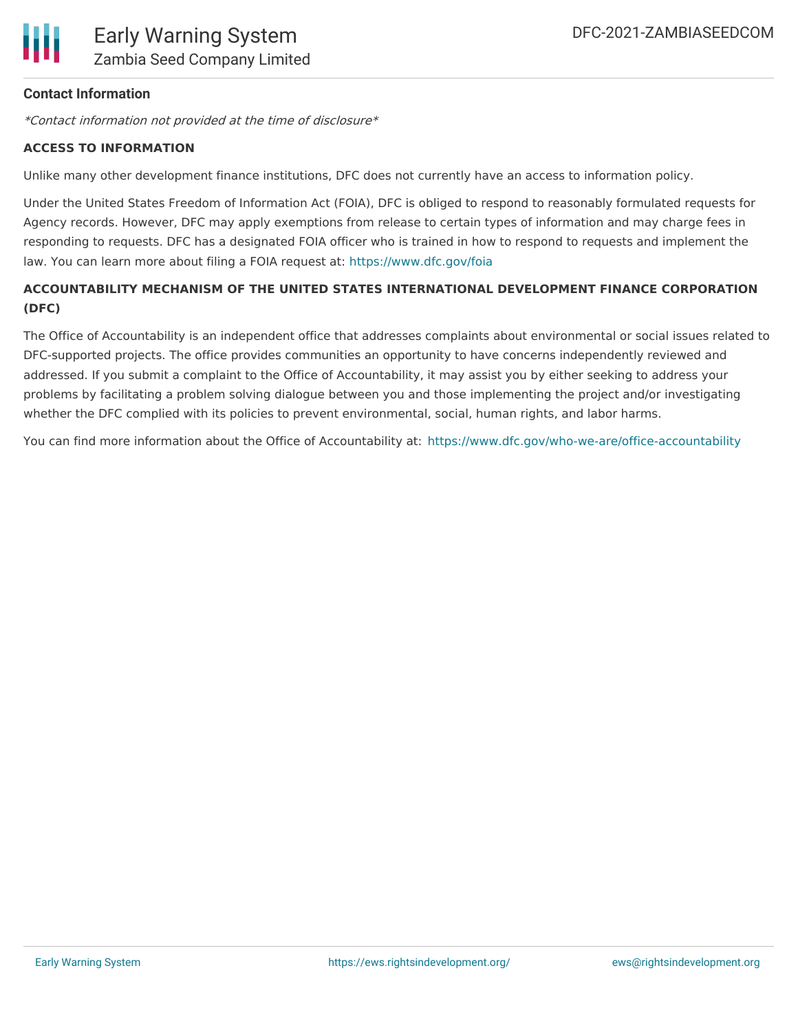**Contact Information**

*Contact information not provided at the time of disclosure*

**ACCESS TO INFORMATION**

Unlike many other development finance institutions, DFC does not currently have an access to information policy.

Under the United States Freedom of Information Act (FOIA), DFC is obliged to respond to reasonably formulated requests for Agency records. However, DFC may apply exemptions from release to certain types of information and may charge fees in responding to requests. DFC has a designated FOIA officer who is trained in how to respond to requests and implement the law. You can learn more about filing a FOIA request at: https://www.dfc.gov/foia

**ACCOUNTABILITY MECHANISM OF THE UNITED STATES INTERNATIONAL DEVELOPMENT FINANCE CORPORATION (DFC)**

The Office of Accountability is an independent office that addresses complaints about environmental or social issues related to DFC-supported projects. The office provides communities an opportunity to have concerns independently reviewed and addressed. If you submit a complaint to the Office of Accountability, it may assist you by either seeking to address your problems by facilitating a problem solving dialogue between you and those implementing the project and/or investigating whether the DFC complied with its policies to prevent environmental, social, human rights, and labor harms.

You can find more information about the Office of Accountability at: https://www.dfc.gov/who-we-are/office-accountability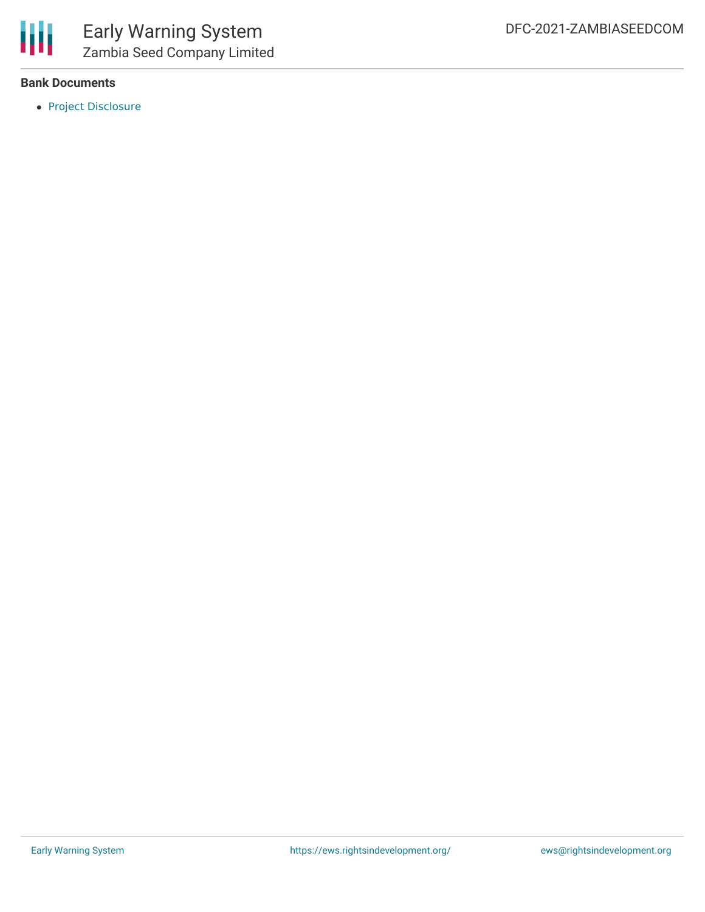**Bank Documents**

- Project Disclosure